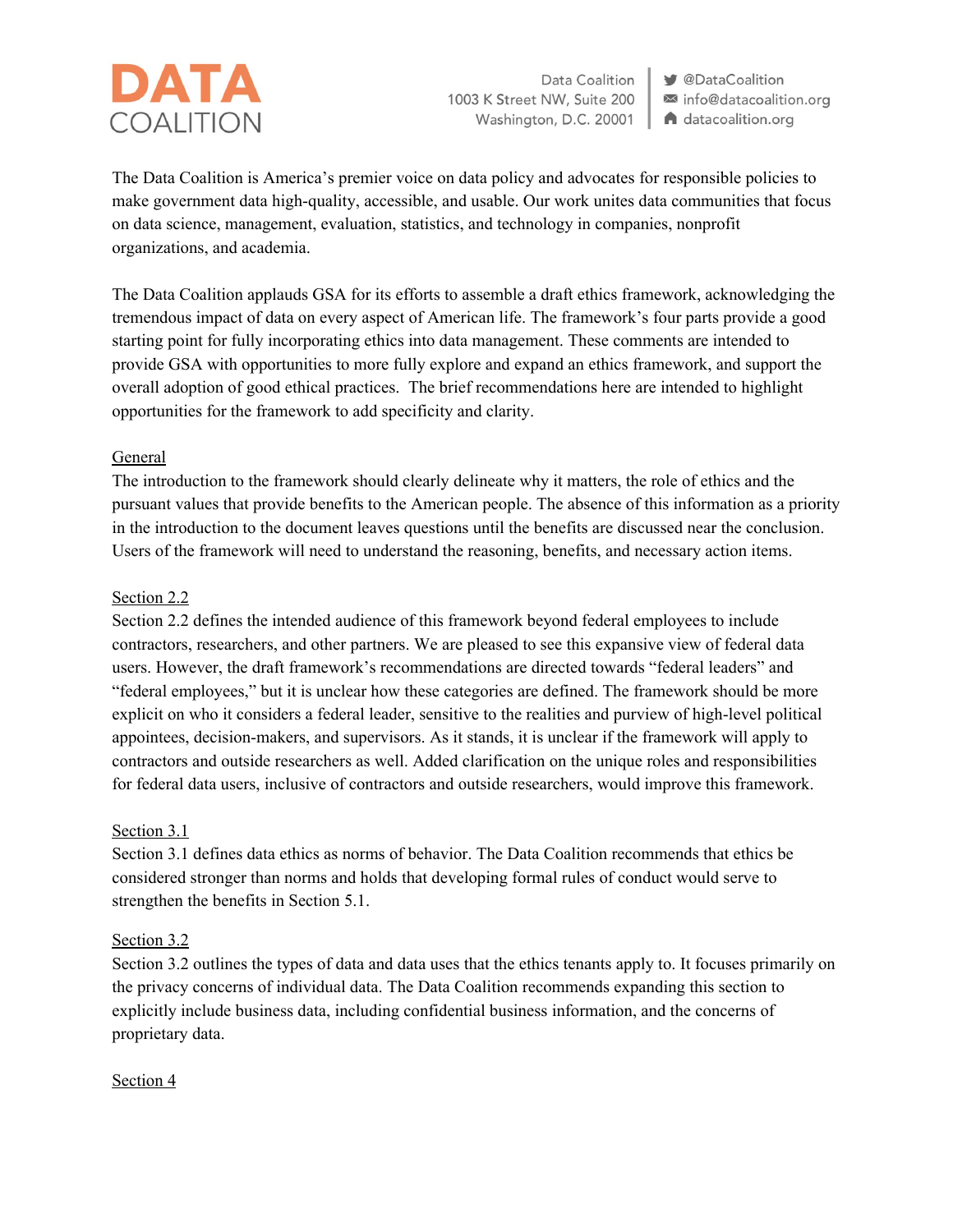# DATA COALITION

Data Coalition
1003 K Street NW, Suite 200
Washington, D.C. 20001

@DataCoalition
info@datacoalition.org
datacoalition.org

The Data Coalition is America's premier voice on data policy and advocates for responsible policies to make government data high-quality, accessible, and usable. Our work unites data communities that focus on data science, management, evaluation, statistics, and technology in companies, nonprofit organizations, and academia.

The Data Coalition applauds GSA for its efforts to assemble a draft ethics framework, acknowledging the tremendous impact of data on every aspect of American life. The framework's four parts provide a good starting point for fully incorporating ethics into data management. These comments are intended to provide GSA with opportunities to more fully explore and expand an ethics framework, and support the overall adoption of good ethical practices. The brief recommendations here are intended to highlight opportunities for the framework to add specificity and clarity.

## General

The introduction to the framework should clearly delineate why it matters, the role of ethics and the pursuant values that provide benefits to the American people. The absence of this information as a priority in the introduction to the document leaves questions until the benefits are discussed near the conclusion. Users of the framework will need to understand the reasoning, benefits, and necessary action items.

## Section 2.2

Section 2.2 defines the intended audience of this framework beyond federal employees to include contractors, researchers, and other partners. We are pleased to see this expansive view of federal data users. However, the draft framework's recommendations are directed towards "federal leaders" and "federal employees," but it is unclear how these categories are defined. The framework should be more explicit on who it considers a federal leader, sensitive to the realities and purview of high-level political appointees, decision-makers, and supervisors. As it stands, it is unclear if the framework will apply to contractors and outside researchers as well. Added clarification on the unique roles and responsibilities for federal data users, inclusive of contractors and outside researchers, would improve this framework.

## Section 3.1

Section 3.1 defines data ethics as norms of behavior. The Data Coalition recommends that ethics be considered stronger than norms and holds that developing formal rules of conduct would serve to strengthen the benefits in Section 5.1.

## Section 3.2

Section 3.2 outlines the types of data and data uses that the ethics tenants apply to. It focuses primarily on the privacy concerns of individual data. The Data Coalition recommends expanding this section to explicitly include business data, including confidential business information, and the concerns of proprietary data.

## Section 4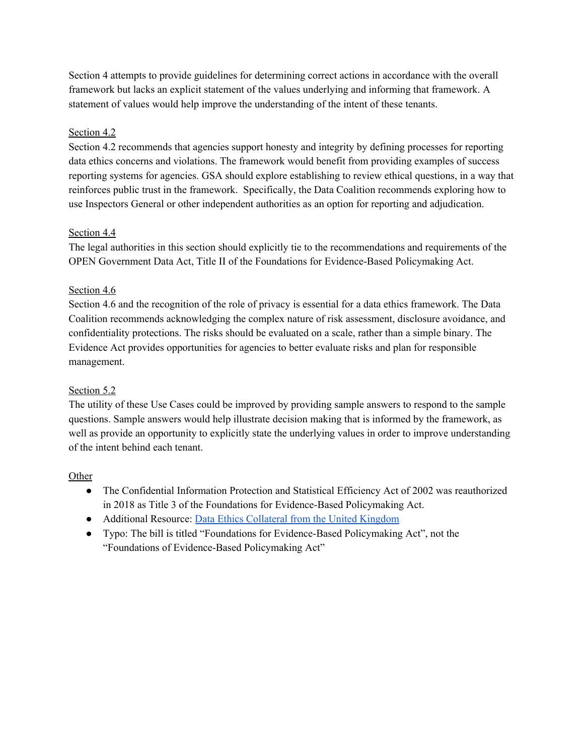Section 4 attempts to provide guidelines for determining correct actions in accordance with the overall framework but lacks an explicit statement of the values underlying and informing that framework. A statement of values would help improve the understanding of the intent of these tenants.

Section 4.2

Section 4.2 recommends that agencies support honesty and integrity by defining processes for reporting data ethics concerns and violations. The framework would benefit from providing examples of success reporting systems for agencies. GSA should explore establishing to review ethical questions, in a way that reinforces public trust in the framework. Specifically, the Data Coalition recommends exploring how to use Inspectors General or other independent authorities as an option for reporting and adjudication.

Section 4.4

The legal authorities in this section should explicitly tie to the recommendations and requirements of the OPEN Government Data Act, Title II of the Foundations for Evidence-Based Policymaking Act.

Section 4.6

Section 4.6 and the recognition of the role of privacy is essential for a data ethics framework. The Data Coalition recommends acknowledging the complex nature of risk assessment, disclosure avoidance, and confidentiality protections. The risks should be evaluated on a scale, rather than a simple binary. The Evidence Act provides opportunities for agencies to better evaluate risks and plan for responsible management.

Section 5.2

The utility of these Use Cases could be improved by providing sample answers to respond to the sample questions. Sample answers would help illustrate decision making that is informed by the framework, as well as provide an opportunity to explicitly state the underlying values in order to improve understanding of the intent behind each tenant.

Other

- The Confidential Information Protection and Statistical Efficiency Act of 2002 was reauthorized in 2018 as Title 3 of the Foundations for Evidence-Based Policymaking Act.
- Additional Resource: Data Ethics Collateral from the United Kingdom
- Typo: The bill is titled "Foundations for Evidence-Based Policymaking Act", not the "Foundations of Evidence-Based Policymaking Act"